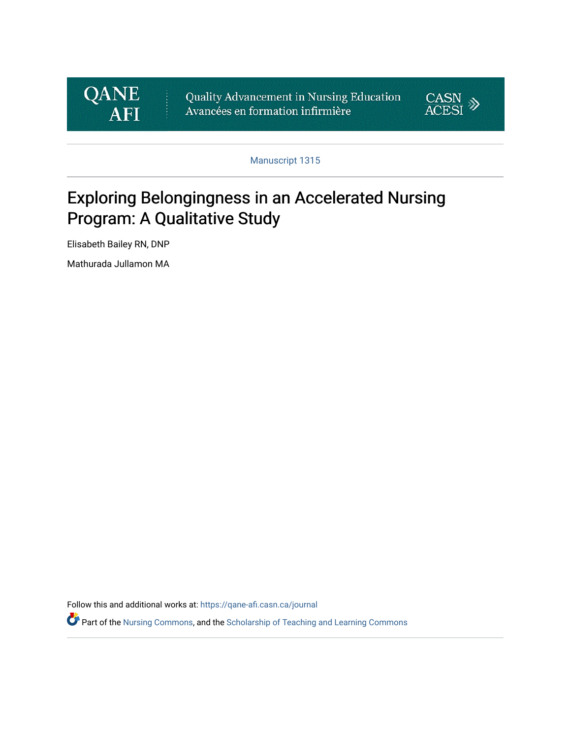QANE AFI

Quality Advancement in Nursing Education
Avancées en formation infirmière

CASN ACESI

Manuscript 1315

# Exploring Belongingness in an Accelerated Nursing Program: A Qualitative Study

Elisabeth Bailey RN, DNP

Mathurada Jullamon MA

Follow this and additional works at: https://qane-afi.casn.ca/journal

Part of the Nursing Commons, and the Scholarship of Teaching and Learning Commons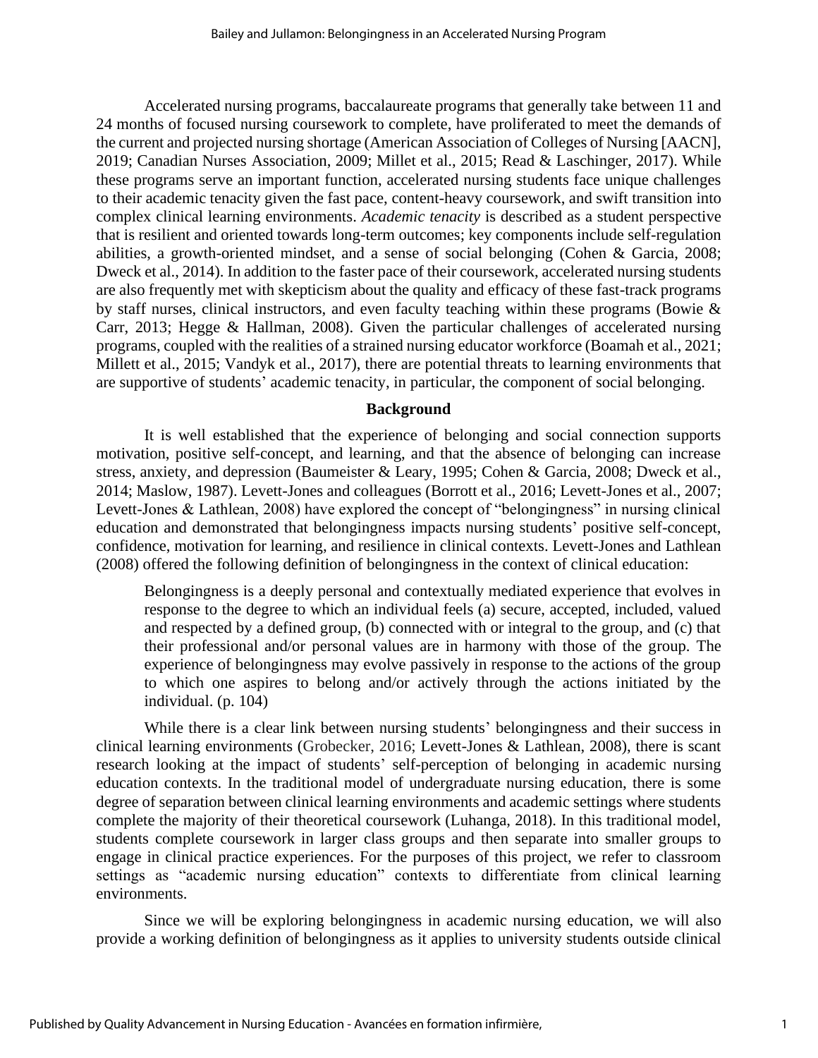Accelerated nursing programs, baccalaureate programs that generally take between 11 and 24 months of focused nursing coursework to complete, have proliferated to meet the demands of the current and projected nursing shortage (American Association of Colleges of Nursing [AACN], 2019; Canadian Nurses Association, 2009; Millet et al., 2015; Read & Laschinger, 2017). While these programs serve an important function, accelerated nursing students face unique challenges to their academic tenacity given the fast pace, content-heavy coursework, and swift transition into complex clinical learning environments. *Academic tenacity* is described as a student perspective that is resilient and oriented towards long-term outcomes; key components include self-regulation abilities, a growth-oriented mindset, and a sense of social belonging (Cohen & Garcia, 2008; Dweck et al., 2014). In addition to the faster pace of their coursework, accelerated nursing students are also frequently met with skepticism about the quality and efficacy of these fast-track programs by staff nurses, clinical instructors, and even faculty teaching within these programs (Bowie & Carr, 2013; Hegge & Hallman, 2008). Given the particular challenges of accelerated nursing programs, coupled with the realities of a strained nursing educator workforce (Boamah et al., 2021; Millett et al., 2015; Vandyk et al., 2017), there are potential threats to learning environments that are supportive of students' academic tenacity, in particular, the component of social belonging.

## Background

It is well established that the experience of belonging and social connection supports motivation, positive self-concept, and learning, and that the absence of belonging can increase stress, anxiety, and depression (Baumeister & Leary, 1995; Cohen & Garcia, 2008; Dweck et al., 2014; Maslow, 1987). Levett-Jones and colleagues (Borrott et al., 2016; Levett-Jones et al., 2007; Levett-Jones & Lathlean, 2008) have explored the concept of "belongingness" in nursing clinical education and demonstrated that belongingness impacts nursing students' positive self-concept, confidence, motivation for learning, and resilience in clinical contexts. Levett-Jones and Lathlean (2008) offered the following definition of belongingness in the context of clinical education:

> Belongingness is a deeply personal and contextually mediated experience that evolves in response to the degree to which an individual feels (a) secure, accepted, included, valued and respected by a defined group, (b) connected with or integral to the group, and (c) that their professional and/or personal values are in harmony with those of the group. The experience of belongingness may evolve passively in response to the actions of the group to which one aspires to belong and/or actively through the actions initiated by the individual. (p. 104)

While there is a clear link between nursing students' belongingness and their success in clinical learning environments (Grobecker, 2016; Levett-Jones & Lathlean, 2008), there is scant research looking at the impact of students' self-perception of belonging in academic nursing education contexts. In the traditional model of undergraduate nursing education, there is some degree of separation between clinical learning environments and academic settings where students complete the majority of their theoretical coursework (Luhanga, 2018). In this traditional model, students complete coursework in larger class groups and then separate into smaller groups to engage in clinical practice experiences. For the purposes of this project, we refer to classroom settings as "academic nursing education" contexts to differentiate from clinical learning environments.

Since we will be exploring belongingness in academic nursing education, we will also provide a working definition of belongingness as it applies to university students outside clinical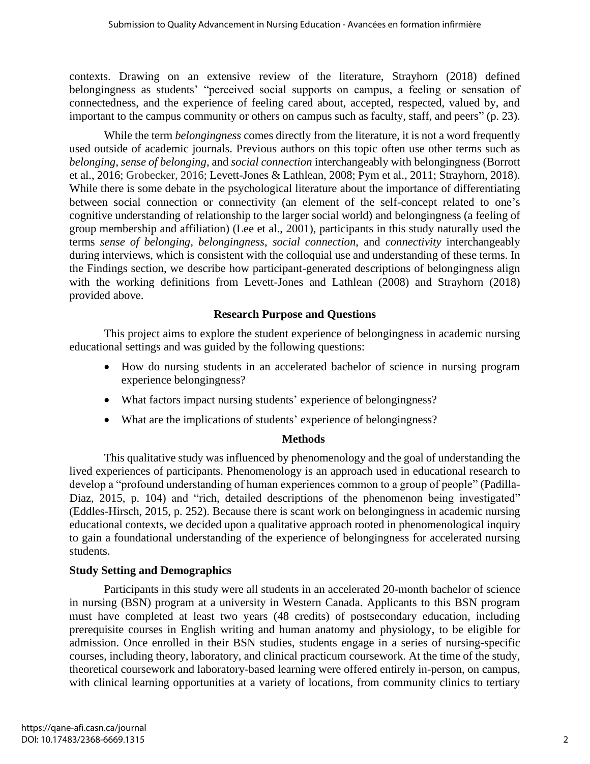contexts. Drawing on an extensive review of the literature, Strayhorn (2018) defined belongingness as students' "perceived social supports on campus, a feeling or sensation of connectedness, and the experience of feeling cared about, accepted, respected, valued by, and important to the campus community or others on campus such as faculty, staff, and peers" (p. 23).

While the term *belongingness* comes directly from the literature, it is not a word frequently used outside of academic journals. Previous authors on this topic often use other terms such as *belonging*, *sense of belonging*, and *social connection* interchangeably with belongingness (Borrott et al., 2016; Grobecker, 2016; Levett-Jones & Lathlean, 2008; Pym et al., 2011; Strayhorn, 2018). While there is some debate in the psychological literature about the importance of differentiating between social connection or connectivity (an element of the self-concept related to one's cognitive understanding of relationship to the larger social world) and belongingness (a feeling of group membership and affiliation) (Lee et al., 2001), participants in this study naturally used the terms *sense of belonging*, *belongingness*, *social connection*, and *connectivity* interchangeably during interviews, which is consistent with the colloquial use and understanding of these terms. In the Findings section, we describe how participant-generated descriptions of belongingness align with the working definitions from Levett-Jones and Lathlean (2008) and Strayhorn (2018) provided above.

## Research Purpose and Questions

This project aims to explore the student experience of belongingness in academic nursing educational settings and was guided by the following questions:

- How do nursing students in an accelerated bachelor of science in nursing program experience belongingness?
- What factors impact nursing students' experience of belongingness?
- What are the implications of students' experience of belongingness?

## Methods

This qualitative study was influenced by phenomenology and the goal of understanding the lived experiences of participants. Phenomenology is an approach used in educational research to develop a "profound understanding of human experiences common to a group of people" (Padilla-Diaz, 2015, p. 104) and "rich, detailed descriptions of the phenomenon being investigated" (Eddles-Hirsch, 2015, p. 252). Because there is scant work on belongingness in academic nursing educational contexts, we decided upon a qualitative approach rooted in phenomenological inquiry to gain a foundational understanding of the experience of belongingness for accelerated nursing students.

### Study Setting and Demographics

Participants in this study were all students in an accelerated 20-month bachelor of science in nursing (BSN) program at a university in Western Canada. Applicants to this BSN program must have completed at least two years (48 credits) of postsecondary education, including prerequisite courses in English writing and human anatomy and physiology, to be eligible for admission. Once enrolled in their BSN studies, students engage in a series of nursing-specific courses, including theory, laboratory, and clinical practicum coursework. At the time of the study, theoretical coursework and laboratory-based learning were offered entirely in-person, on campus, with clinical learning opportunities at a variety of locations, from community clinics to tertiary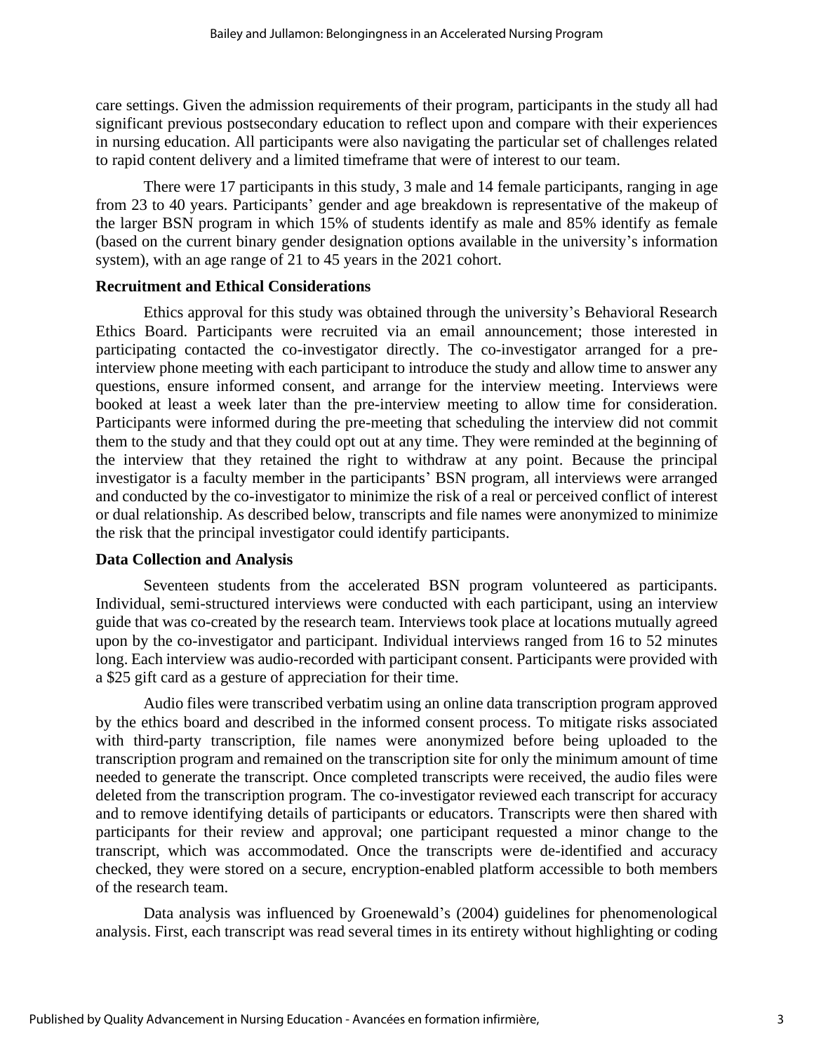care settings. Given the admission requirements of their program, participants in the study all had significant previous postsecondary education to reflect upon and compare with their experiences in nursing education. All participants were also navigating the particular set of challenges related to rapid content delivery and a limited timeframe that were of interest to our team.

There were 17 participants in this study, 3 male and 14 female participants, ranging in age from 23 to 40 years. Participants' gender and age breakdown is representative of the makeup of the larger BSN program in which 15% of students identify as male and 85% identify as female (based on the current binary gender designation options available in the university's information system), with an age range of 21 to 45 years in the 2021 cohort.

### Recruitment and Ethical Considerations

Ethics approval for this study was obtained through the university's Behavioral Research Ethics Board. Participants were recruited via an email announcement; those interested in participating contacted the co-investigator directly. The co-investigator arranged for a pre-interview phone meeting with each participant to introduce the study and allow time to answer any questions, ensure informed consent, and arrange for the interview meeting. Interviews were booked at least a week later than the pre-interview meeting to allow time for consideration. Participants were informed during the pre-meeting that scheduling the interview did not commit them to the study and that they could opt out at any time. They were reminded at the beginning of the interview that they retained the right to withdraw at any point. Because the principal investigator is a faculty member in the participants' BSN program, all interviews were arranged and conducted by the co-investigator to minimize the risk of a real or perceived conflict of interest or dual relationship. As described below, transcripts and file names were anonymized to minimize the risk that the principal investigator could identify participants.

### Data Collection and Analysis

Seventeen students from the accelerated BSN program volunteered as participants. Individual, semi-structured interviews were conducted with each participant, using an interview guide that was co-created by the research team. Interviews took place at locations mutually agreed upon by the co-investigator and participant. Individual interviews ranged from 16 to 52 minutes long. Each interview was audio-recorded with participant consent. Participants were provided with a $25 gift card as a gesture of appreciation for their time.

Audio files were transcribed verbatim using an online data transcription program approved by the ethics board and described in the informed consent process. To mitigate risks associated with third-party transcription, file names were anonymized before being uploaded to the transcription program and remained on the transcription site for only the minimum amount of time needed to generate the transcript. Once completed transcripts were received, the audio files were deleted from the transcription program. The co-investigator reviewed each transcript for accuracy and to remove identifying details of participants or educators. Transcripts were then shared with participants for their review and approval; one participant requested a minor change to the transcript, which was accommodated. Once the transcripts were de-identified and accuracy checked, they were stored on a secure, encryption-enabled platform accessible to both members of the research team.

Data analysis was influenced by Groenewald's (2004) guidelines for phenomenological analysis. First, each transcript was read several times in its entirety without highlighting or coding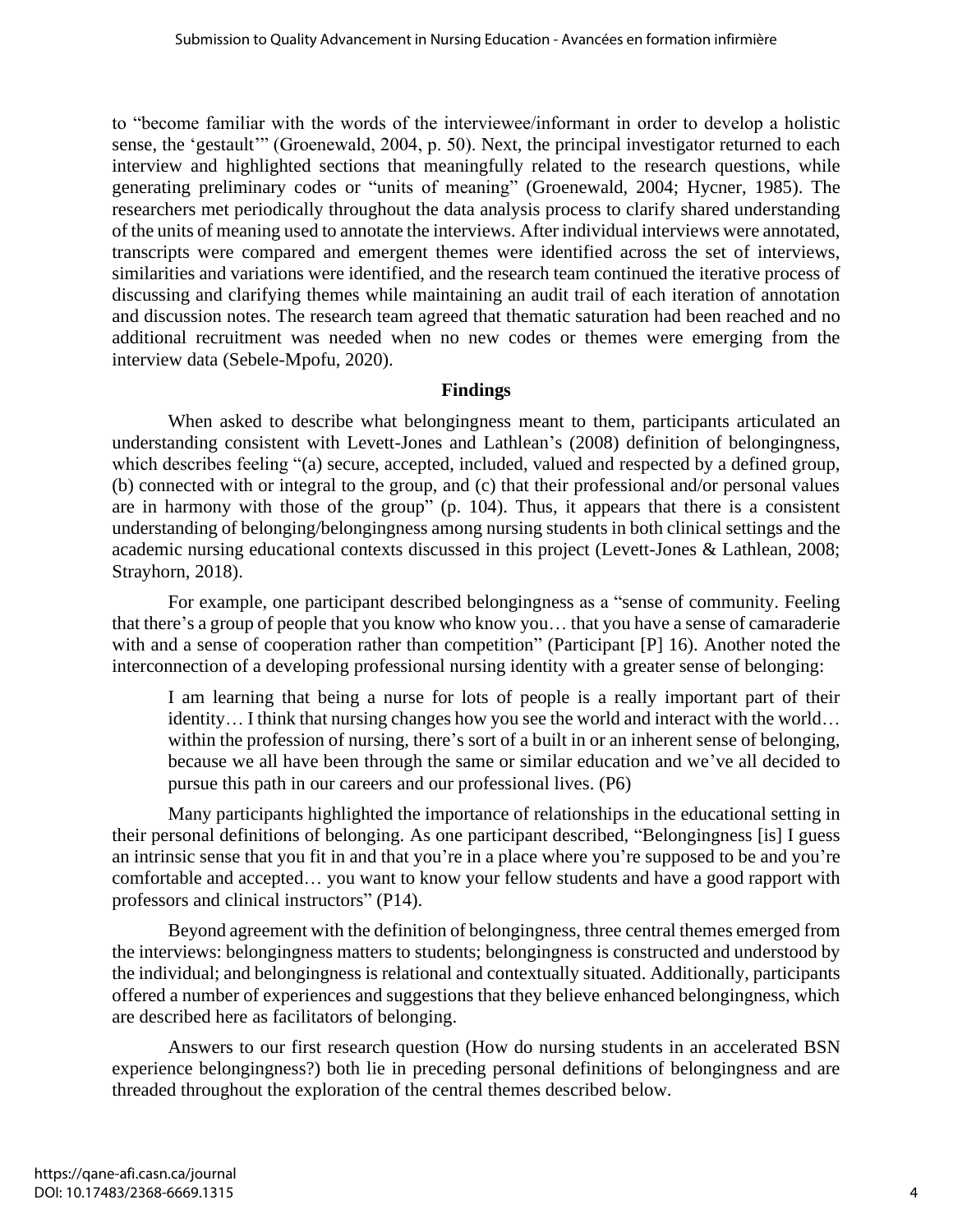to "become familiar with the words of the interviewee/informant in order to develop a holistic sense, the 'gestault'" (Groenewald, 2004, p. 50). Next, the principal investigator returned to each interview and highlighted sections that meaningfully related to the research questions, while generating preliminary codes or "units of meaning" (Groenewald, 2004; Hycner, 1985). The researchers met periodically throughout the data analysis process to clarify shared understanding of the units of meaning used to annotate the interviews. After individual interviews were annotated, transcripts were compared and emergent themes were identified across the set of interviews, similarities and variations were identified, and the research team continued the iterative process of discussing and clarifying themes while maintaining an audit trail of each iteration of annotation and discussion notes. The research team agreed that thematic saturation had been reached and no additional recruitment was needed when no new codes or themes were emerging from the interview data (Sebele-Mpofu, 2020).

## Findings

When asked to describe what belongingness meant to them, participants articulated an understanding consistent with Levett-Jones and Lathlean's (2008) definition of belongingness, which describes feeling "(a) secure, accepted, included, valued and respected by a defined group, (b) connected with or integral to the group, and (c) that their professional and/or personal values are in harmony with those of the group" (p. 104). Thus, it appears that there is a consistent understanding of belonging/belongingness among nursing students in both clinical settings and the academic nursing educational contexts discussed in this project (Levett-Jones & Lathlean, 2008; Strayhorn, 2018).

For example, one participant described belongingness as a "sense of community. Feeling that there's a group of people that you know who know you… that you have a sense of camaraderie with and a sense of cooperation rather than competition" (Participant [P] 16). Another noted the interconnection of a developing professional nursing identity with a greater sense of belonging:

> I am learning that being a nurse for lots of people is a really important part of their identity… I think that nursing changes how you see the world and interact with the world… within the profession of nursing, there's sort of a built in or an inherent sense of belonging, because we all have been through the same or similar education and we've all decided to pursue this path in our careers and our professional lives. (P6)

Many participants highlighted the importance of relationships in the educational setting in their personal definitions of belonging. As one participant described, "Belongingness [is] I guess an intrinsic sense that you fit in and that you're in a place where you're supposed to be and you're comfortable and accepted… you want to know your fellow students and have a good rapport with professors and clinical instructors" (P14).

Beyond agreement with the definition of belongingness, three central themes emerged from the interviews: belongingness matters to students; belongingness is constructed and understood by the individual; and belongingness is relational and contextually situated. Additionally, participants offered a number of experiences and suggestions that they believe enhanced belongingness, which are described here as facilitators of belonging.

Answers to our first research question (How do nursing students in an accelerated BSN experience belongingness?) both lie in preceding personal definitions of belongingness and are threaded throughout the exploration of the central themes described below.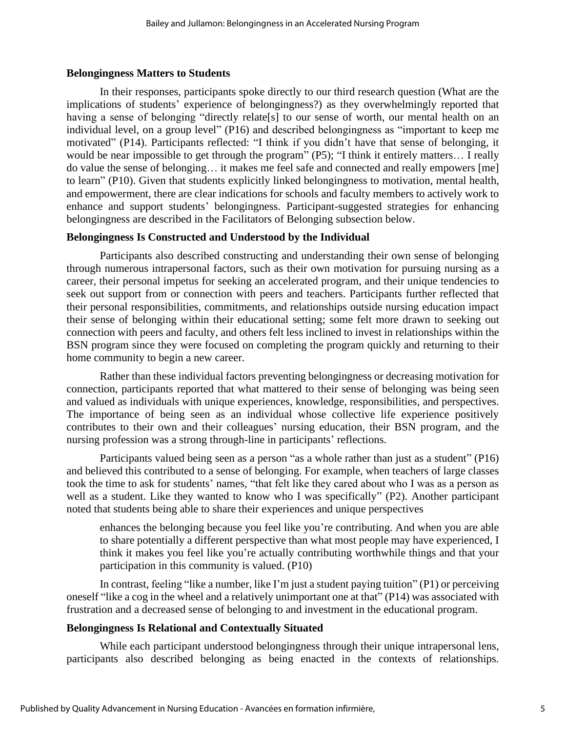### Belongingness Matters to Students

In their responses, participants spoke directly to our third research question (What are the implications of students' experience of belongingness?) as they overwhelmingly reported that having a sense of belonging "directly relate[s] to our sense of worth, our mental health on an individual level, on a group level" (P16) and described belongingness as "important to keep me motivated" (P14). Participants reflected: "I think if you didn't have that sense of belonging, it would be near impossible to get through the program" (P5); "I think it entirely matters… I really do value the sense of belonging… it makes me feel safe and connected and really empowers [me] to learn" (P10). Given that students explicitly linked belongingness to motivation, mental health, and empowerment, there are clear indications for schools and faculty members to actively work to enhance and support students' belongingness. Participant-suggested strategies for enhancing belongingness are described in the Facilitators of Belonging subsection below.

### Belongingness Is Constructed and Understood by the Individual

Participants also described constructing and understanding their own sense of belonging through numerous intrapersonal factors, such as their own motivation for pursuing nursing as a career, their personal impetus for seeking an accelerated program, and their unique tendencies to seek out support from or connection with peers and teachers. Participants further reflected that their personal responsibilities, commitments, and relationships outside nursing education impact their sense of belonging within their educational setting; some felt more drawn to seeking out connection with peers and faculty, and others felt less inclined to invest in relationships within the BSN program since they were focused on completing the program quickly and returning to their home community to begin a new career.

Rather than these individual factors preventing belongingness or decreasing motivation for connection, participants reported that what mattered to their sense of belonging was being seen and valued as individuals with unique experiences, knowledge, responsibilities, and perspectives. The importance of being seen as an individual whose collective life experience positively contributes to their own and their colleagues' nursing education, their BSN program, and the nursing profession was a strong through-line in participants' reflections.

Participants valued being seen as a person "as a whole rather than just as a student" (P16) and believed this contributed to a sense of belonging. For example, when teachers of large classes took the time to ask for students' names, "that felt like they cared about who I was as a person as well as a student. Like they wanted to know who I was specifically" (P2). Another participant noted that students being able to share their experiences and unique perspectives

> enhances the belonging because you feel like you're contributing. And when you are able to share potentially a different perspective than what most people may have experienced, I think it makes you feel like you're actually contributing worthwhile things and that your participation in this community is valued. (P10)

In contrast, feeling "like a number, like I'm just a student paying tuition" (P1) or perceiving oneself "like a cog in the wheel and a relatively unimportant one at that" (P14) was associated with frustration and a decreased sense of belonging to and investment in the educational program.

### Belongingness Is Relational and Contextually Situated

While each participant understood belongingness through their unique intrapersonal lens, participants also described belonging as being enacted in the contexts of relationships.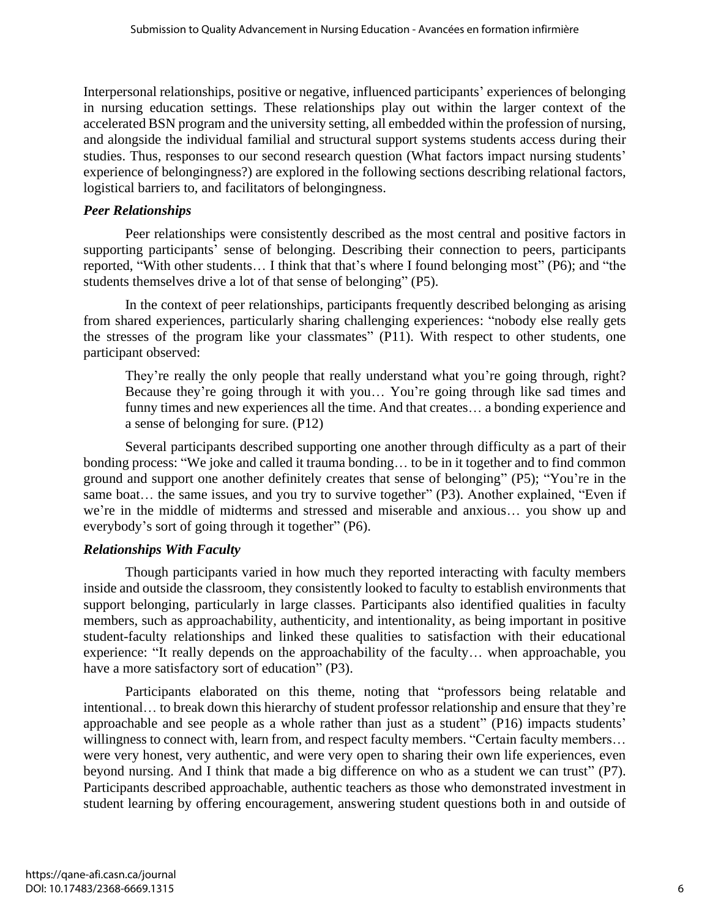Interpersonal relationships, positive or negative, influenced participants' experiences of belonging in nursing education settings. These relationships play out within the larger context of the accelerated BSN program and the university setting, all embedded within the profession of nursing, and alongside the individual familial and structural support systems students access during their studies. Thus, responses to our second research question (What factors impact nursing students' experience of belongingness?) are explored in the following sections describing relational factors, logistical barriers to, and facilitators of belongingness.

### *Peer Relationships*

Peer relationships were consistently described as the most central and positive factors in supporting participants' sense of belonging. Describing their connection to peers, participants reported, "With other students… I think that that's where I found belonging most" (P6); and "the students themselves drive a lot of that sense of belonging" (P5).

In the context of peer relationships, participants frequently described belonging as arising from shared experiences, particularly sharing challenging experiences: "nobody else really gets the stresses of the program like your classmates" (P11). With respect to other students, one participant observed:

> They're really the only people that really understand what you're going through, right? Because they're going through it with you… You're going through like sad times and funny times and new experiences all the time. And that creates… a bonding experience and a sense of belonging for sure. (P12)

Several participants described supporting one another through difficulty as a part of their bonding process: "We joke and called it trauma bonding… to be in it together and to find common ground and support one another definitely creates that sense of belonging" (P5); "You're in the same boat… the same issues, and you try to survive together" (P3). Another explained, "Even if we're in the middle of midterms and stressed and miserable and anxious… you show up and everybody's sort of going through it together" (P6).

### *Relationships With Faculty*

Though participants varied in how much they reported interacting with faculty members inside and outside the classroom, they consistently looked to faculty to establish environments that support belonging, particularly in large classes. Participants also identified qualities in faculty members, such as approachability, authenticity, and intentionality, as being important in positive student-faculty relationships and linked these qualities to satisfaction with their educational experience: "It really depends on the approachability of the faculty… when approachable, you have a more satisfactory sort of education" (P3).

Participants elaborated on this theme, noting that "professors being relatable and intentional… to break down this hierarchy of student professor relationship and ensure that they're approachable and see people as a whole rather than just as a student" (P16) impacts students' willingness to connect with, learn from, and respect faculty members. "Certain faculty members… were very honest, very authentic, and were very open to sharing their own life experiences, even beyond nursing. And I think that made a big difference on who as a student we can trust" (P7). Participants described approachable, authentic teachers as those who demonstrated investment in student learning by offering encouragement, answering student questions both in and outside of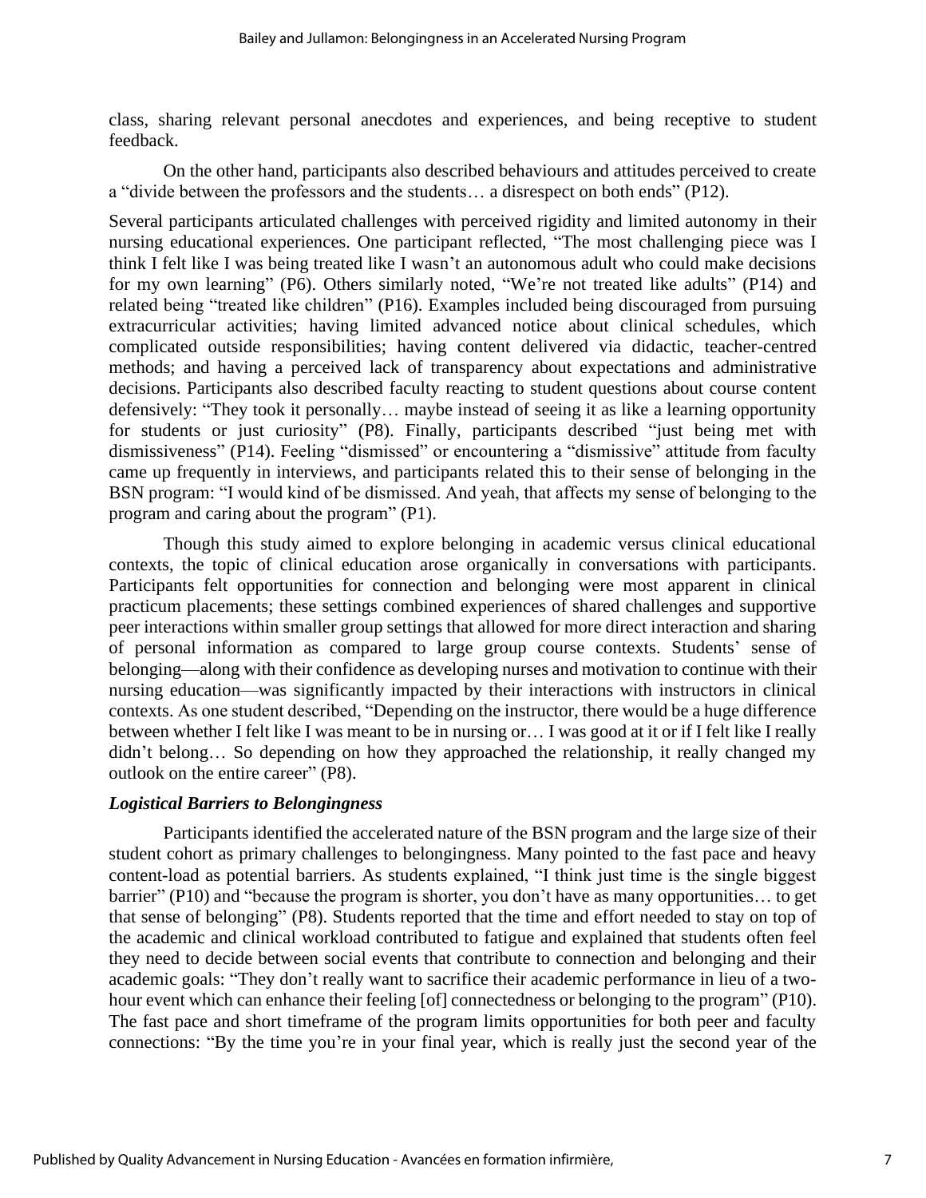class, sharing relevant personal anecdotes and experiences, and being receptive to student feedback.

On the other hand, participants also described behaviours and attitudes perceived to create a "divide between the professors and the students… a disrespect on both ends" (P12).

Several participants articulated challenges with perceived rigidity and limited autonomy in their nursing educational experiences. One participant reflected, "The most challenging piece was I think I felt like I was being treated like I wasn't an autonomous adult who could make decisions for my own learning" (P6). Others similarly noted, "We're not treated like adults" (P14) and related being "treated like children" (P16). Examples included being discouraged from pursuing extracurricular activities; having limited advanced notice about clinical schedules, which complicated outside responsibilities; having content delivered via didactic, teacher-centred methods; and having a perceived lack of transparency about expectations and administrative decisions. Participants also described faculty reacting to student questions about course content defensively: "They took it personally… maybe instead of seeing it as like a learning opportunity for students or just curiosity" (P8). Finally, participants described "just being met with dismissiveness" (P14). Feeling "dismissed" or encountering a "dismissive" attitude from faculty came up frequently in interviews, and participants related this to their sense of belonging in the BSN program: "I would kind of be dismissed. And yeah, that affects my sense of belonging to the program and caring about the program" (P1).

Though this study aimed to explore belonging in academic versus clinical educational contexts, the topic of clinical education arose organically in conversations with participants. Participants felt opportunities for connection and belonging were most apparent in clinical practicum placements; these settings combined experiences of shared challenges and supportive peer interactions within smaller group settings that allowed for more direct interaction and sharing of personal information as compared to large group course contexts. Students' sense of belonging—along with their confidence as developing nurses and motivation to continue with their nursing education—was significantly impacted by their interactions with instructors in clinical contexts. As one student described, "Depending on the instructor, there would be a huge difference between whether I felt like I was meant to be in nursing or… I was good at it or if I felt like I really didn't belong… So depending on how they approached the relationship, it really changed my outlook on the entire career" (P8).

### *Logistical Barriers to Belongingness*

Participants identified the accelerated nature of the BSN program and the large size of their student cohort as primary challenges to belongingness. Many pointed to the fast pace and heavy content-load as potential barriers. As students explained, "I think just time is the single biggest barrier" (P10) and "because the program is shorter, you don't have as many opportunities… to get that sense of belonging" (P8). Students reported that the time and effort needed to stay on top of the academic and clinical workload contributed to fatigue and explained that students often feel they need to decide between social events that contribute to connection and belonging and their academic goals: "They don't really want to sacrifice their academic performance in lieu of a two-hour event which can enhance their feeling [of] connectedness or belonging to the program" (P10). The fast pace and short timeframe of the program limits opportunities for both peer and faculty connections: "By the time you're in your final year, which is really just the second year of the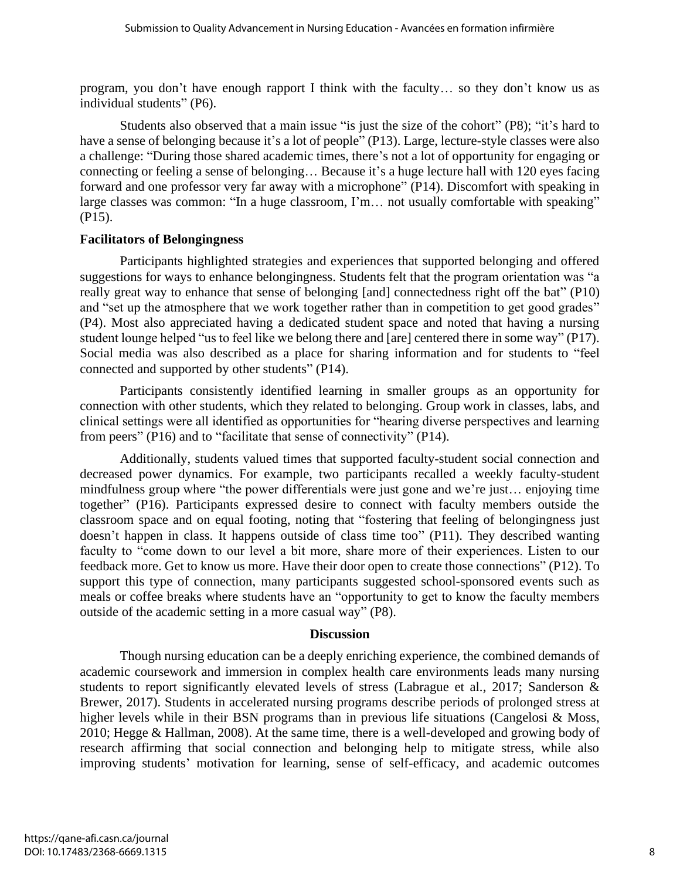program, you don't have enough rapport I think with the faculty… so they don't know us as individual students" (P6).

Students also observed that a main issue "is just the size of the cohort" (P8); "it's hard to have a sense of belonging because it's a lot of people" (P13). Large, lecture-style classes were also a challenge: "During those shared academic times, there's not a lot of opportunity for engaging or connecting or feeling a sense of belonging… Because it's a huge lecture hall with 120 eyes facing forward and one professor very far away with a microphone" (P14). Discomfort with speaking in large classes was common: "In a huge classroom, I'm… not usually comfortable with speaking" (P15).

### Facilitators of Belongingness

Participants highlighted strategies and experiences that supported belonging and offered suggestions for ways to enhance belongingness. Students felt that the program orientation was "a really great way to enhance that sense of belonging [and] connectedness right off the bat" (P10) and "set up the atmosphere that we work together rather than in competition to get good grades" (P4). Most also appreciated having a dedicated student space and noted that having a nursing student lounge helped "us to feel like we belong there and [are] centered there in some way" (P17). Social media was also described as a place for sharing information and for students to "feel connected and supported by other students" (P14).

Participants consistently identified learning in smaller groups as an opportunity for connection with other students, which they related to belonging. Group work in classes, labs, and clinical settings were all identified as opportunities for "hearing diverse perspectives and learning from peers" (P16) and to "facilitate that sense of connectivity" (P14).

Additionally, students valued times that supported faculty-student social connection and decreased power dynamics. For example, two participants recalled a weekly faculty-student mindfulness group where "the power differentials were just gone and we're just… enjoying time together" (P16). Participants expressed desire to connect with faculty members outside the classroom space and on equal footing, noting that "fostering that feeling of belongingness just doesn't happen in class. It happens outside of class time too" (P11). They described wanting faculty to "come down to our level a bit more, share more of their experiences. Listen to our feedback more. Get to know us more. Have their door open to create those connections" (P12). To support this type of connection, many participants suggested school-sponsored events such as meals or coffee breaks where students have an "opportunity to get to know the faculty members outside of the academic setting in a more casual way" (P8).

## Discussion

Though nursing education can be a deeply enriching experience, the combined demands of academic coursework and immersion in complex health care environments leads many nursing students to report significantly elevated levels of stress (Labrague et al., 2017; Sanderson & Brewer, 2017). Students in accelerated nursing programs describe periods of prolonged stress at higher levels while in their BSN programs than in previous life situations (Cangelosi & Moss, 2010; Hegge & Hallman, 2008). At the same time, there is a well-developed and growing body of research affirming that social connection and belonging help to mitigate stress, while also improving students' motivation for learning, sense of self-efficacy, and academic outcomes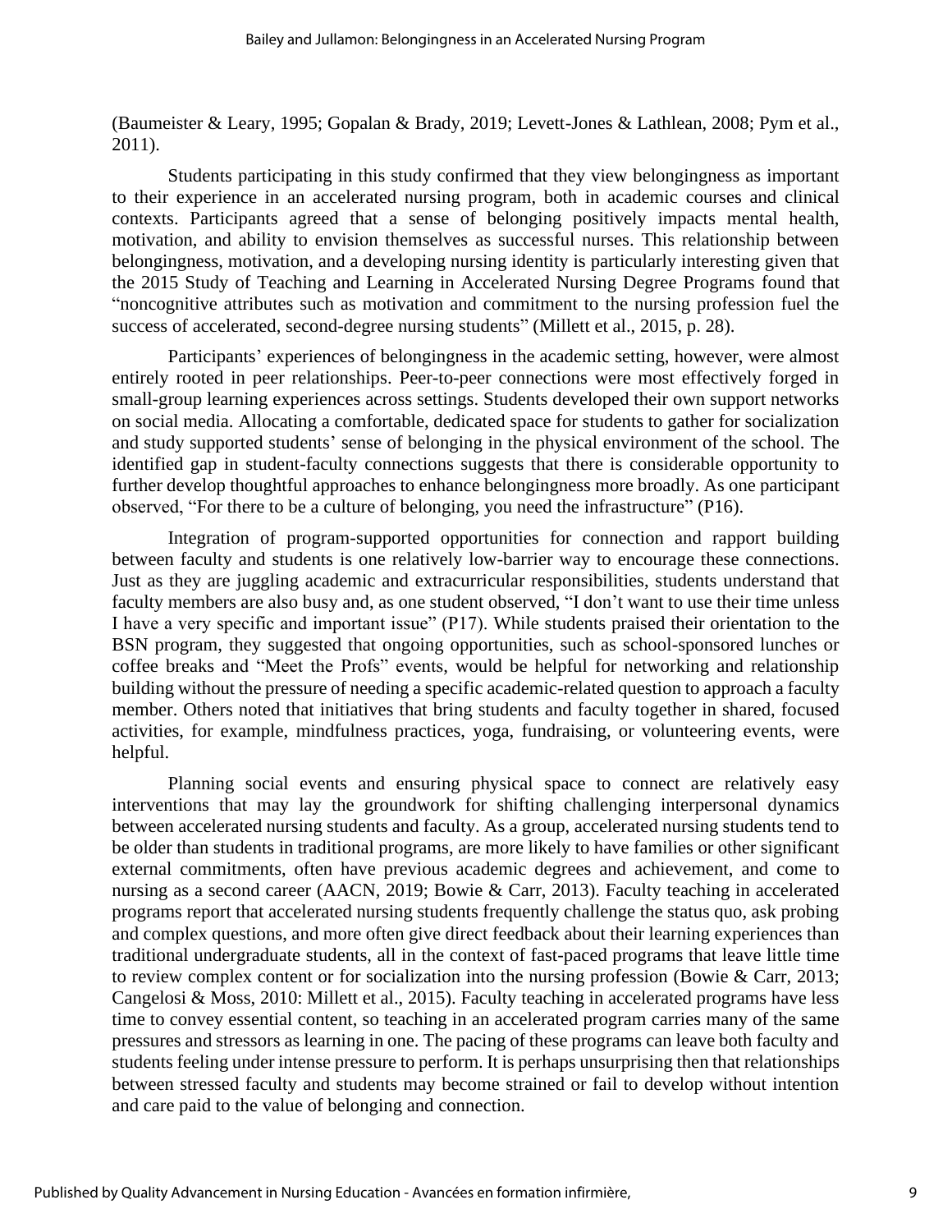(Baumeister & Leary, 1995; Gopalan & Brady, 2019; Levett-Jones & Lathlean, 2008; Pym et al., 2011).

Students participating in this study confirmed that they view belongingness as important to their experience in an accelerated nursing program, both in academic courses and clinical contexts. Participants agreed that a sense of belonging positively impacts mental health, motivation, and ability to envision themselves as successful nurses. This relationship between belongingness, motivation, and a developing nursing identity is particularly interesting given that the 2015 Study of Teaching and Learning in Accelerated Nursing Degree Programs found that "noncognitive attributes such as motivation and commitment to the nursing profession fuel the success of accelerated, second-degree nursing students" (Millett et al., 2015, p. 28).

Participants' experiences of belongingness in the academic setting, however, were almost entirely rooted in peer relationships. Peer-to-peer connections were most effectively forged in small-group learning experiences across settings. Students developed their own support networks on social media. Allocating a comfortable, dedicated space for students to gather for socialization and study supported students' sense of belonging in the physical environment of the school. The identified gap in student-faculty connections suggests that there is considerable opportunity to further develop thoughtful approaches to enhance belongingness more broadly. As one participant observed, "For there to be a culture of belonging, you need the infrastructure" (P16).

Integration of program-supported opportunities for connection and rapport building between faculty and students is one relatively low-barrier way to encourage these connections. Just as they are juggling academic and extracurricular responsibilities, students understand that faculty members are also busy and, as one student observed, "I don't want to use their time unless I have a very specific and important issue" (P17). While students praised their orientation to the BSN program, they suggested that ongoing opportunities, such as school-sponsored lunches or coffee breaks and "Meet the Profs" events, would be helpful for networking and relationship building without the pressure of needing a specific academic-related question to approach a faculty member. Others noted that initiatives that bring students and faculty together in shared, focused activities, for example, mindfulness practices, yoga, fundraising, or volunteering events, were helpful.

Planning social events and ensuring physical space to connect are relatively easy interventions that may lay the groundwork for shifting challenging interpersonal dynamics between accelerated nursing students and faculty. As a group, accelerated nursing students tend to be older than students in traditional programs, are more likely to have families or other significant external commitments, often have previous academic degrees and achievement, and come to nursing as a second career (AACN, 2019; Bowie & Carr, 2013). Faculty teaching in accelerated programs report that accelerated nursing students frequently challenge the status quo, ask probing and complex questions, and more often give direct feedback about their learning experiences than traditional undergraduate students, all in the context of fast-paced programs that leave little time to review complex content or for socialization into the nursing profession (Bowie & Carr, 2013; Cangelosi & Moss, 2010: Millett et al., 2015). Faculty teaching in accelerated programs have less time to convey essential content, so teaching in an accelerated program carries many of the same pressures and stressors as learning in one. The pacing of these programs can leave both faculty and students feeling under intense pressure to perform. It is perhaps unsurprising then that relationships between stressed faculty and students may become strained or fail to develop without intention and care paid to the value of belonging and connection.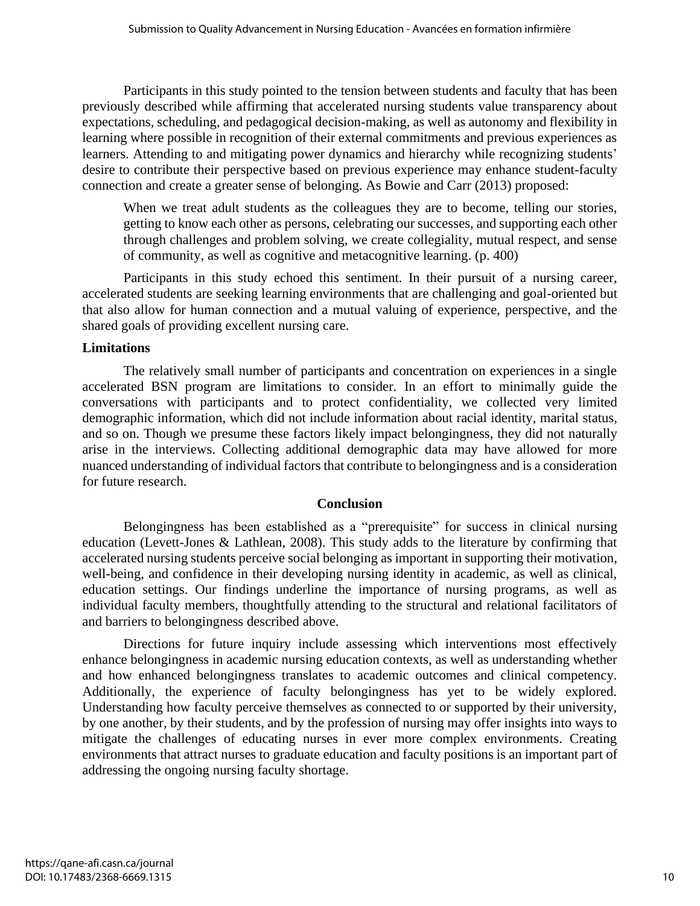Participants in this study pointed to the tension between students and faculty that has been previously described while affirming that accelerated nursing students value transparency about expectations, scheduling, and pedagogical decision-making, as well as autonomy and flexibility in learning where possible in recognition of their external commitments and previous experiences as learners. Attending to and mitigating power dynamics and hierarchy while recognizing students' desire to contribute their perspective based on previous experience may enhance student-faculty connection and create a greater sense of belonging. As Bowie and Carr (2013) proposed:

> When we treat adult students as the colleagues they are to become, telling our stories, getting to know each other as persons, celebrating our successes, and supporting each other through challenges and problem solving, we create collegiality, mutual respect, and sense of community, as well as cognitive and metacognitive learning. (p. 400)

Participants in this study echoed this sentiment. In their pursuit of a nursing career, accelerated students are seeking learning environments that are challenging and goal-oriented but that also allow for human connection and a mutual valuing of experience, perspective, and the shared goals of providing excellent nursing care.

**Limitations**

The relatively small number of participants and concentration on experiences in a single accelerated BSN program are limitations to consider. In an effort to minimally guide the conversations with participants and to protect confidentiality, we collected very limited demographic information, which did not include information about racial identity, marital status, and so on. Though we presume these factors likely impact belongingness, they did not naturally arise in the interviews. Collecting additional demographic data may have allowed for more nuanced understanding of individual factors that contribute to belongingness and is a consideration for future research.

## Conclusion

Belongingness has been established as a "prerequisite" for success in clinical nursing education (Levett-Jones & Lathlean, 2008). This study adds to the literature by confirming that accelerated nursing students perceive social belonging as important in supporting their motivation, well-being, and confidence in their developing nursing identity in academic, as well as clinical, education settings. Our findings underline the importance of nursing programs, as well as individual faculty members, thoughtfully attending to the structural and relational facilitators of and barriers to belongingness described above.

Directions for future inquiry include assessing which interventions most effectively enhance belongingness in academic nursing education contexts, as well as understanding whether and how enhanced belongingness translates to academic outcomes and clinical competency. Additionally, the experience of faculty belongingness has yet to be widely explored. Understanding how faculty perceive themselves as connected to or supported by their university, by one another, by their students, and by the profession of nursing may offer insights into ways to mitigate the challenges of educating nurses in ever more complex environments. Creating environments that attract nurses to graduate education and faculty positions is an important part of addressing the ongoing nursing faculty shortage.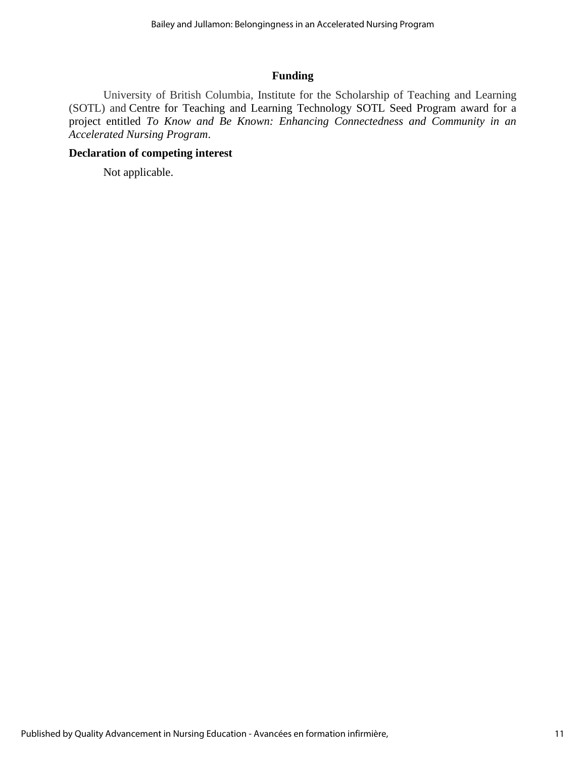## Funding

University of British Columbia, Institute for the Scholarship of Teaching and Learning (SOTL) and Centre for Teaching and Learning Technology SOTL Seed Program award for a project entitled *To Know and Be Known: Enhancing Connectedness and Community in an Accelerated Nursing Program*.

## Declaration of competing interest

Not applicable.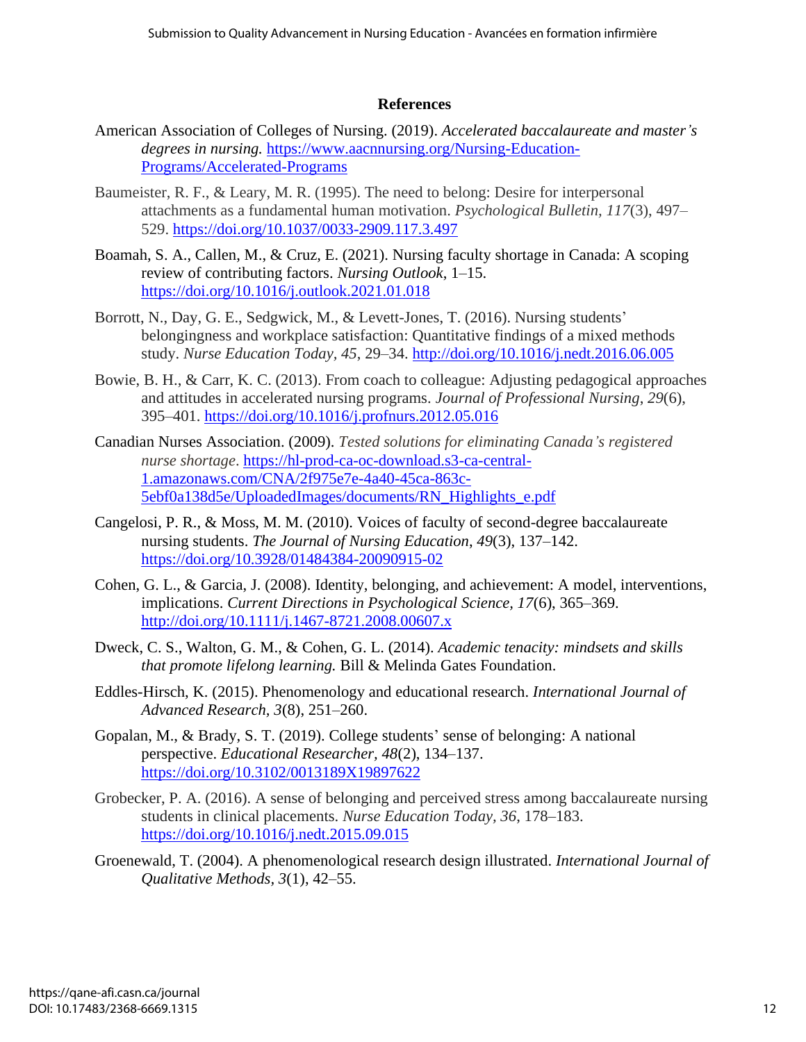## References

American Association of Colleges of Nursing. (2019). *Accelerated baccalaureate and master's degrees in nursing.* https://www.aacnnursing.org/Nursing-Education-Programs/Accelerated-Programs

Baumeister, R. F., & Leary, M. R. (1995). The need to belong: Desire for interpersonal attachments as a fundamental human motivation. *Psychological Bulletin*, *117*(3), 497–529. https://doi.org/10.1037/0033-2909.117.3.497

Boamah, S. A., Callen, M., & Cruz, E. (2021). Nursing faculty shortage in Canada: A scoping review of contributing factors. *Nursing Outlook*, 1–15. https://doi.org/10.1016/j.outlook.2021.01.018

Borrott, N., Day, G. E., Sedgwick, M., & Levett-Jones, T. (2016). Nursing students' belongingness and workplace satisfaction: Quantitative findings of a mixed methods study. *Nurse Education Today*, *45*, 29–34. http://doi.org/10.1016/j.nedt.2016.06.005

Bowie, B. H., & Carr, K. C. (2013). From coach to colleague: Adjusting pedagogical approaches and attitudes in accelerated nursing programs. *Journal of Professional Nursing, 29*(6), 395–401. https://doi.org/10.1016/j.profnurs.2012.05.016

Canadian Nurses Association. (2009). *Tested solutions for eliminating Canada's registered nurse shortage*. https://hl-prod-ca-oc-download.s3-ca-central-1.amazonaws.com/CNA/2f975e7e-4a40-45ca-863c-5ebf0a138d5e/UploadedImages/documents/RN_Highlights_e.pdf

Cangelosi, P. R., & Moss, M. M. (2010). Voices of faculty of second-degree baccalaureate nursing students. *The Journal of Nursing Education*, *49*(3), 137–142. https://doi.org/10.3928/01484384-20090915-02

Cohen, G. L., & Garcia, J. (2008). Identity, belonging, and achievement: A model, interventions, implications. *Current Directions in Psychological Science*, *17*(6), 365–369. http://doi.org/10.1111/j.1467-8721.2008.00607.x

Dweck, C. S., Walton, G. M., & Cohen, G. L. (2014). *Academic tenacity: mindsets and skills that promote lifelong learning.* Bill & Melinda Gates Foundation.

Eddles-Hirsch, K. (2015). Phenomenology and educational research. *International Journal of Advanced Research*, *3*(8), 251–260.

Gopalan, M., & Brady, S. T. (2019). College students' sense of belonging: A national perspective. *Educational Researcher, 48*(2), 134–137. https://doi.org/10.3102/0013189X19897622

Grobecker, P. A. (2016). A sense of belonging and perceived stress among baccalaureate nursing students in clinical placements. *Nurse Education Today, 36*, 178–183. https://doi.org/10.1016/j.nedt.2015.09.015

Groenewald, T. (2004). A phenomenological research design illustrated. *International Journal of Qualitative Methods*, *3*(1), 42–55.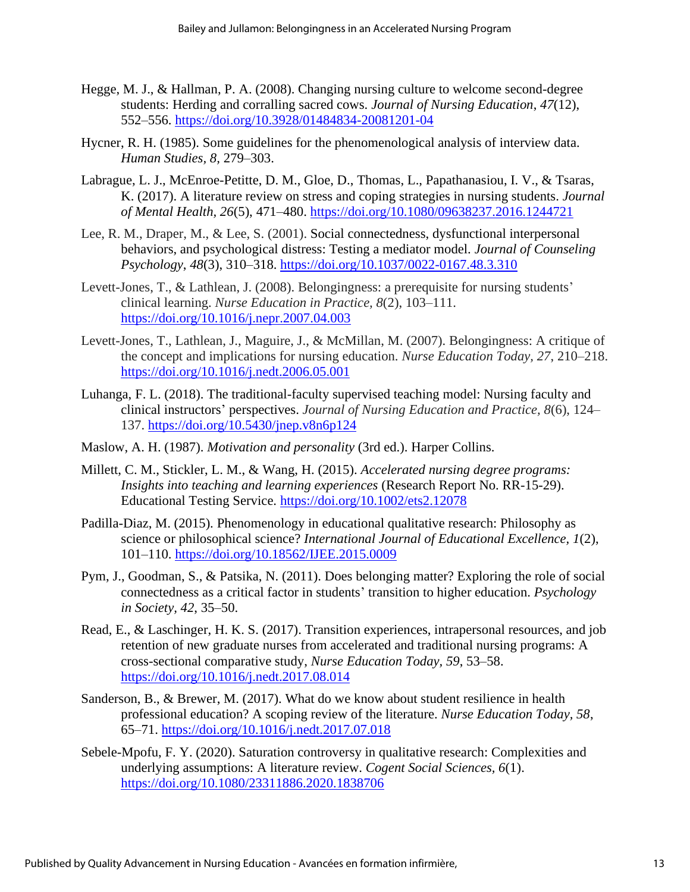Hegge, M. J., & Hallman, P. A. (2008). Changing nursing culture to welcome second-degree students: Herding and corralling sacred cows. *Journal of Nursing Education*, *47*(12), 552–556. https://doi.org/10.3928/01484834-20081201-04

Hycner, R. H. (1985). Some guidelines for the phenomenological analysis of interview data. *Human Studies*, *8*, 279–303.

Labrague, L. J., McEnroe-Petitte, D. M., Gloe, D., Thomas, L., Papathanasiou, I. V., & Tsaras, K. (2017). A literature review on stress and coping strategies in nursing students. *Journal of Mental Health*, *26*(5), 471–480. https://doi.org/10.1080/09638237.2016.1244721

Lee, R. M., Draper, M., & Lee, S. (2001). Social connectedness, dysfunctional interpersonal behaviors, and psychological distress: Testing a mediator model. *Journal of Counseling Psychology*, *48*(3), 310–318. https://doi.org/10.1037/0022-0167.48.3.310

Levett-Jones, T., & Lathlean, J. (2008). Belongingness: a prerequisite for nursing students' clinical learning. *Nurse Education in Practice*, *8*(2), 103–111. https://doi.org/10.1016/j.nepr.2007.04.003

Levett-Jones, T., Lathlean, J., Maguire, J., & McMillan, M. (2007). Belongingness: A critique of the concept and implications for nursing education. *Nurse Education Today*, *27*, 210–218. https://doi.org/10.1016/j.nedt.2006.05.001

Luhanga, F. L. (2018). The traditional-faculty supervised teaching model: Nursing faculty and clinical instructors' perspectives. *Journal of Nursing Education and Practice*, *8*(6), 124–137. https://doi.org/10.5430/jnep.v8n6p124

Maslow, A. H. (1987). *Motivation and personality* (3rd ed.). Harper Collins.

Millett, C. M., Stickler, L. M., & Wang, H. (2015). *Accelerated nursing degree programs: Insights into teaching and learning experiences* (Research Report No. RR-15-29). Educational Testing Service. https://doi.org/10.1002/ets2.12078

Padilla-Diaz, M. (2015). Phenomenology in educational qualitative research: Philosophy as science or philosophical science? *International Journal of Educational Excellence*, *1*(2), 101–110. https://doi.org/10.18562/IJEE.2015.0009

Pym, J., Goodman, S., & Patsika, N. (2011). Does belonging matter? Exploring the role of social connectedness as a critical factor in students' transition to higher education. *Psychology in Society*, *42*, 35–50.

Read, E., & Laschinger, H. K. S. (2017). Transition experiences, intrapersonal resources, and job retention of new graduate nurses from accelerated and traditional nursing programs: A cross-sectional comparative study, *Nurse Education Today*, *59*, 53–58. https://doi.org/10.1016/j.nedt.2017.08.014

Sanderson, B., & Brewer, M. (2017). What do we know about student resilience in health professional education? A scoping review of the literature. *Nurse Education Today*, *58*, 65–71. https://doi.org/10.1016/j.nedt.2017.07.018

Sebele-Mpofu, F. Y. (2020). Saturation controversy in qualitative research: Complexities and underlying assumptions: A literature review. *Cogent Social Sciences*, *6*(1). https://doi.org/10.1080/23311886.2020.1838706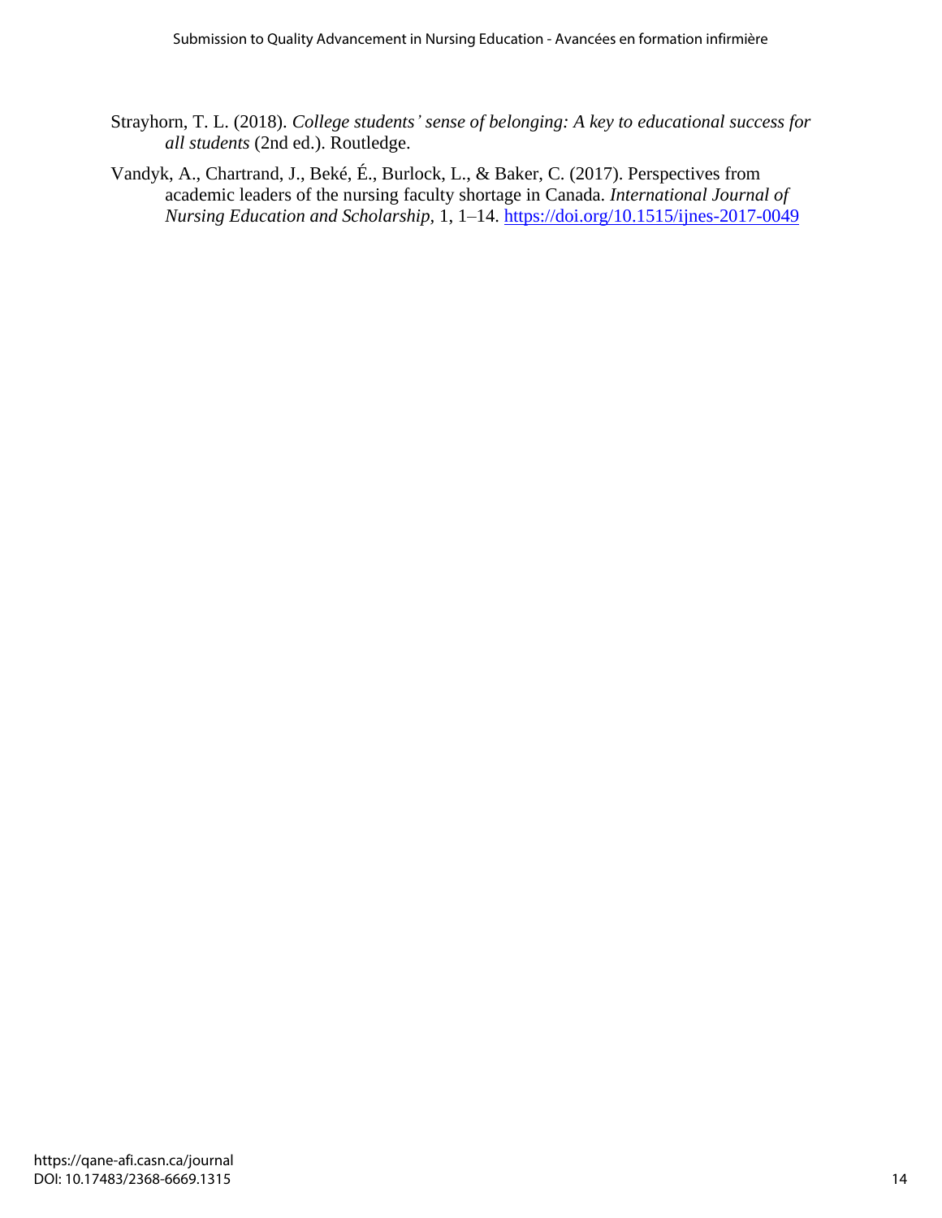Strayhorn, T. L. (2018). *College students' sense of belonging: A key to educational success for all students* (2nd ed.). Routledge.

Vandyk, A., Chartrand, J., Beké, É., Burlock, L., & Baker, C. (2017). Perspectives from academic leaders of the nursing faculty shortage in Canada. *International Journal of Nursing Education and Scholarship,* 1, 1–14. https://doi.org/10.1515/ijnes-2017-0049